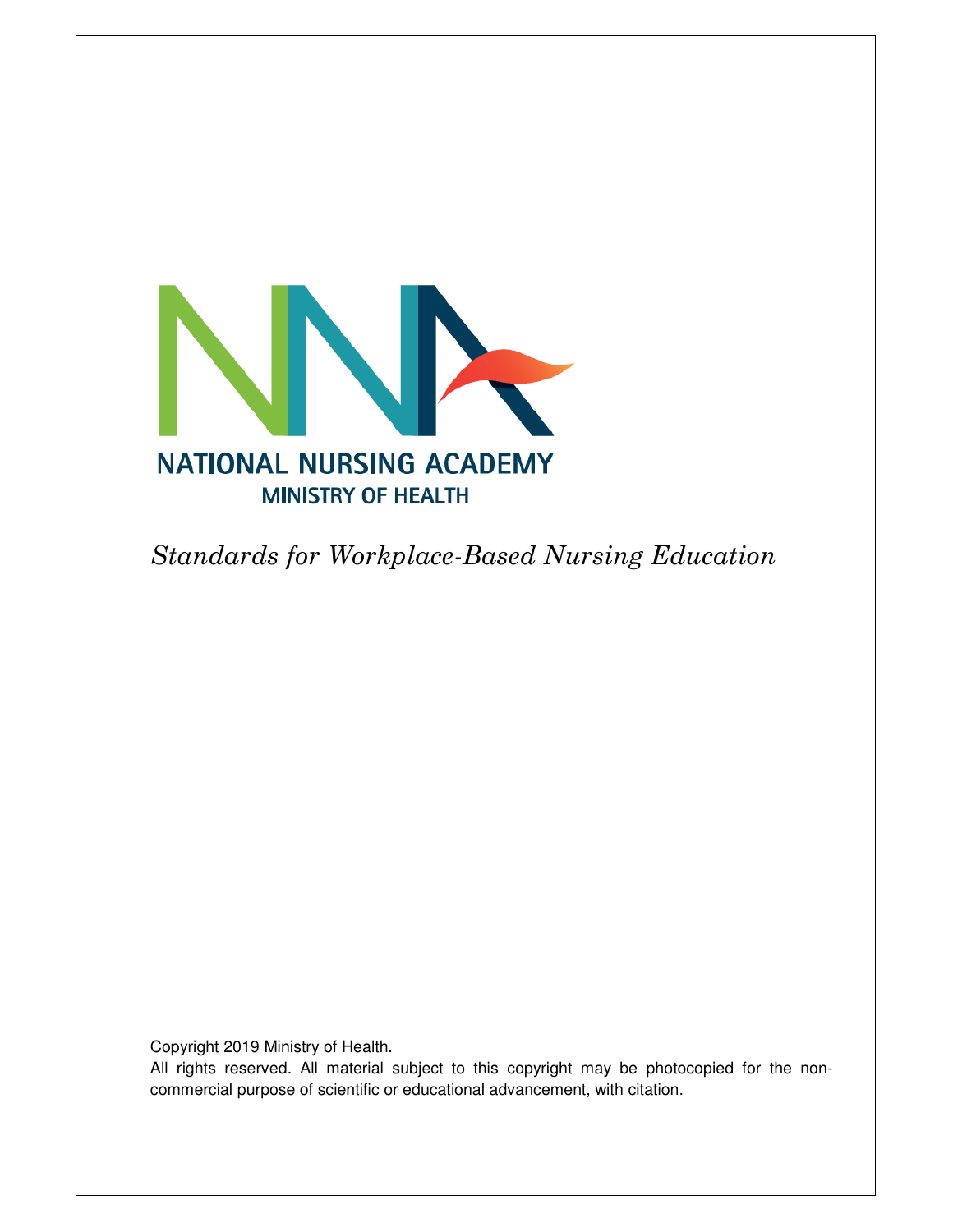NATIONAL NURSING ACADEMY

MINISTRY OF HEALTH

*Standards for Workplace-Based Nursing Education*

Copyright 2019 Ministry of Health.

All rights reserved. All material subject to this copyright may be photocopied for the non-commercial purpose of scientific or educational advancement, with citation.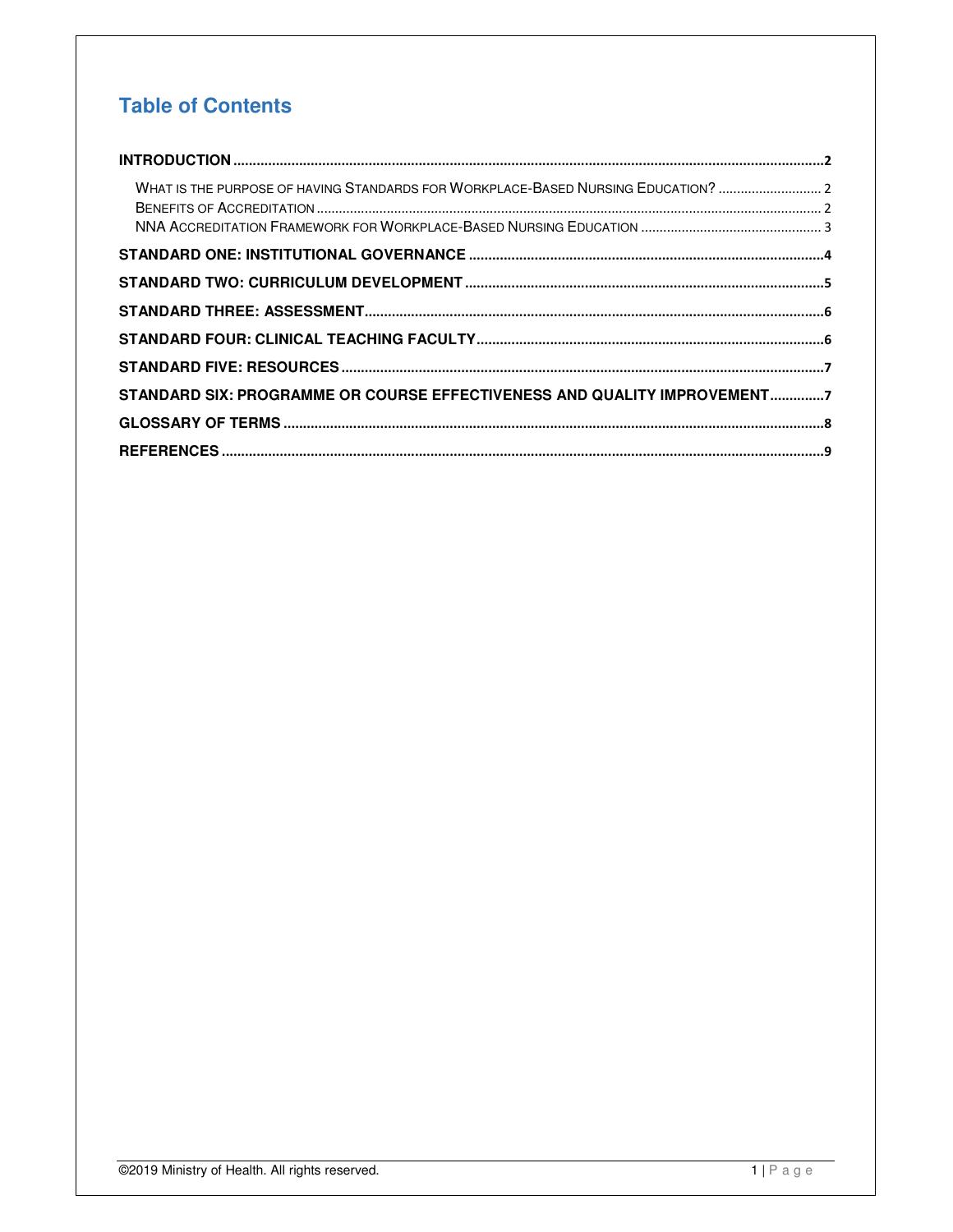# Table of Contents

**INTRODUCTION** .......... 2

- WHAT IS THE PURPOSE OF HAVING STANDARDS FOR WORKPLACE-BASED NURSING EDUCATION? .......... 2
- BENEFITS OF ACCREDITATION .......... 2
- NNA ACCREDITATION FRAMEWORK FOR WORKPLACE-BASED NURSING EDUCATION .......... 3

**STANDARD ONE: INSTITUTIONAL GOVERNANCE** .......... 4

**STANDARD TWO: CURRICULUM DEVELOPMENT** .......... 5

**STANDARD THREE: ASSESSMENT** .......... 6

**STANDARD FOUR: CLINICAL TEACHING FACULTY** .......... 6

**STANDARD FIVE: RESOURCES** .......... 7

**STANDARD SIX: PROGRAMME OR COURSE EFFECTIVENESS AND QUALITY IMPROVEMENT** .......... 7

**GLOSSARY OF TERMS** .......... 8

**REFERENCES** .......... 9

©2019 Ministry of Health. All rights reserved.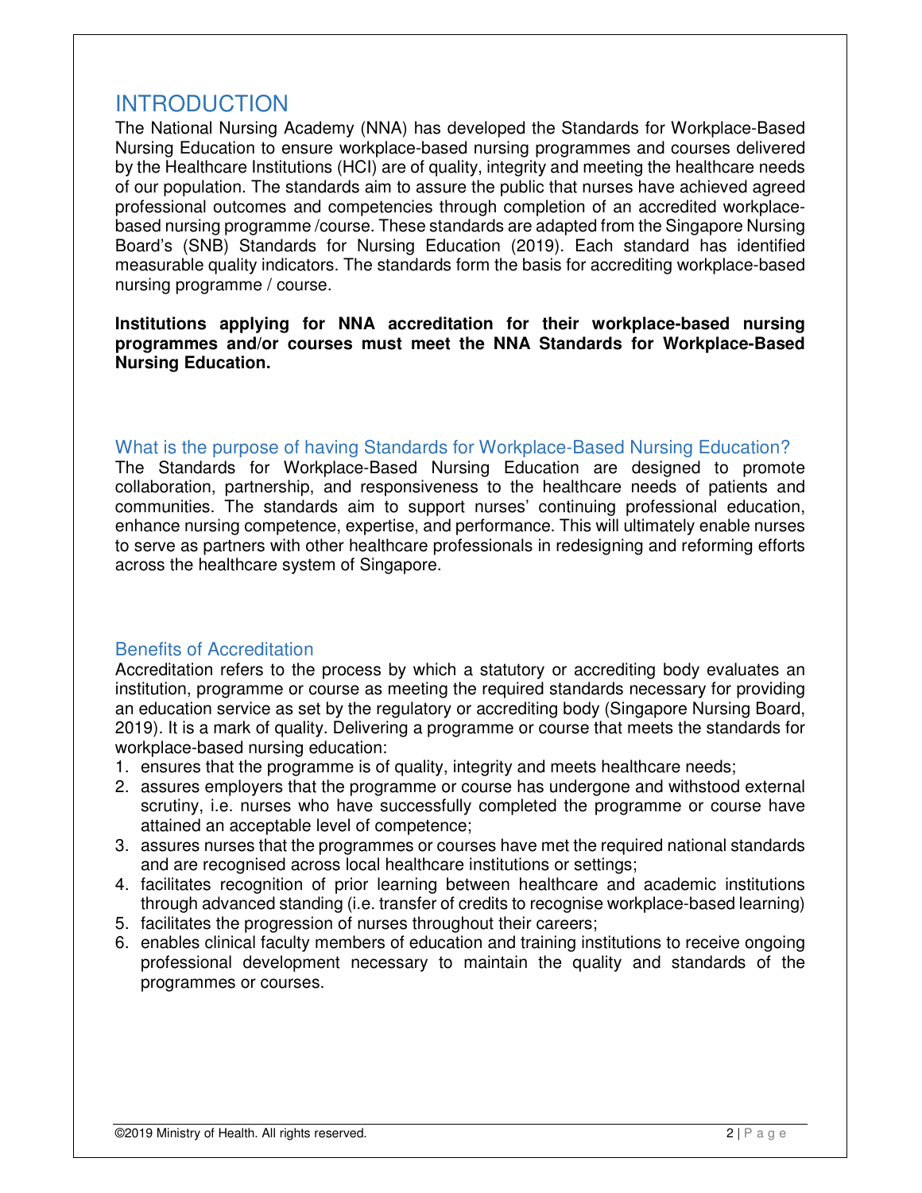# INTRODUCTION

The National Nursing Academy (NNA) has developed the Standards for Workplace-Based Nursing Education to ensure workplace-based nursing programmes and courses delivered by the Healthcare Institutions (HCI) are of quality, integrity and meeting the healthcare needs of our population. The standards aim to assure the public that nurses have achieved agreed professional outcomes and competencies through completion of an accredited workplace-based nursing programme /course. These standards are adapted from the Singapore Nursing Board's (SNB) Standards for Nursing Education (2019). Each standard has identified measurable quality indicators. The standards form the basis for accrediting workplace-based nursing programme / course.

**Institutions applying for NNA accreditation for their workplace-based nursing programmes and/or courses must meet the NNA Standards for Workplace-Based Nursing Education.**

## What is the purpose of having Standards for Workplace-Based Nursing Education?

The Standards for Workplace-Based Nursing Education are designed to promote collaboration, partnership, and responsiveness to the healthcare needs of patients and communities. The standards aim to support nurses' continuing professional education, enhance nursing competence, expertise, and performance. This will ultimately enable nurses to serve as partners with other healthcare professionals in redesigning and reforming efforts across the healthcare system of Singapore.

## Benefits of Accreditation

Accreditation refers to the process by which a statutory or accrediting body evaluates an institution, programme or course as meeting the required standards necessary for providing an education service as set by the regulatory or accrediting body (Singapore Nursing Board, 2019). It is a mark of quality. Delivering a programme or course that meets the standards for workplace-based nursing education:

1. ensures that the programme is of quality, integrity and meets healthcare needs;
2. assures employers that the programme or course has undergone and withstood external scrutiny, i.e. nurses who have successfully completed the programme or course have attained an acceptable level of competence;
3. assures nurses that the programmes or courses have met the required national standards and are recognised across local healthcare institutions or settings;
4. facilitates recognition of prior learning between healthcare and academic institutions through advanced standing (i.e. transfer of credits to recognise workplace-based learning)
5. facilitates the progression of nurses throughout their careers;
6. enables clinical faculty members of education and training institutions to receive ongoing professional development necessary to maintain the quality and standards of the programmes or courses.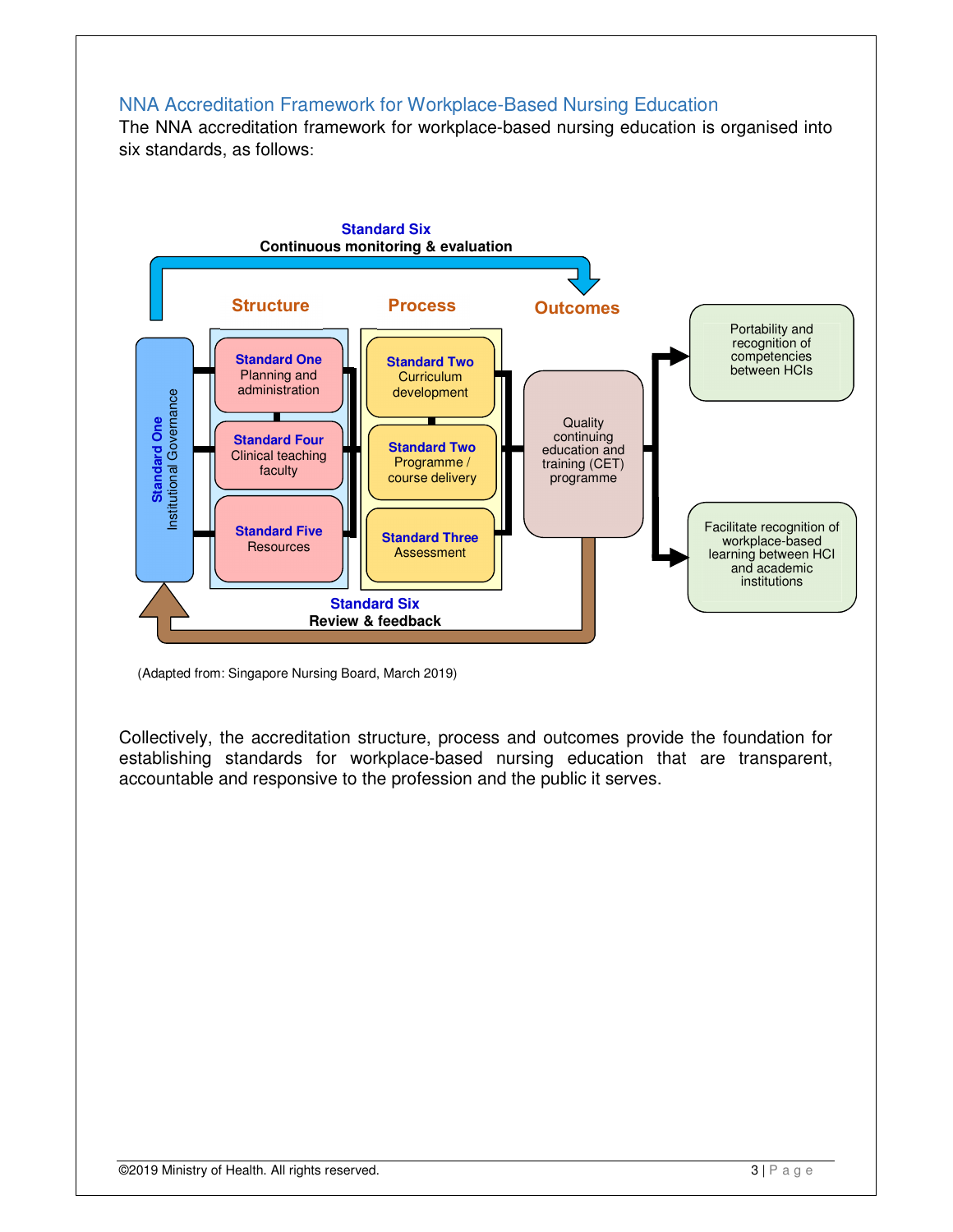## NNA Accreditation Framework for Workplace-Based Nursing Education

The NNA accreditation framework for workplace-based nursing education is organised into six standards, as follows:

**Standard Six**
**Continuous monitoring & evaluation**

**Structure**

- **Standard One** Institutional Governance
- **Standard One** Planning and administration
- **Standard Four** Clinical teaching faculty
- **Standard Five** Resources

**Process**

- **Standard Two** Curriculum development
- **Standard Two** Programme / course delivery
- **Standard Three** Assessment

**Outcomes**

- Quality continuing education and training (CET) programme
- Portability and recognition of competencies between HCIs
- Facilitate recognition of workplace-based learning between HCI and academic institutions

**Standard Six**
**Review & feedback**

(Adapted from: Singapore Nursing Board, March 2019)

Collectively, the accreditation structure, process and outcomes provide the foundation for establishing standards for workplace-based nursing education that are transparent, accountable and responsive to the profession and the public it serves.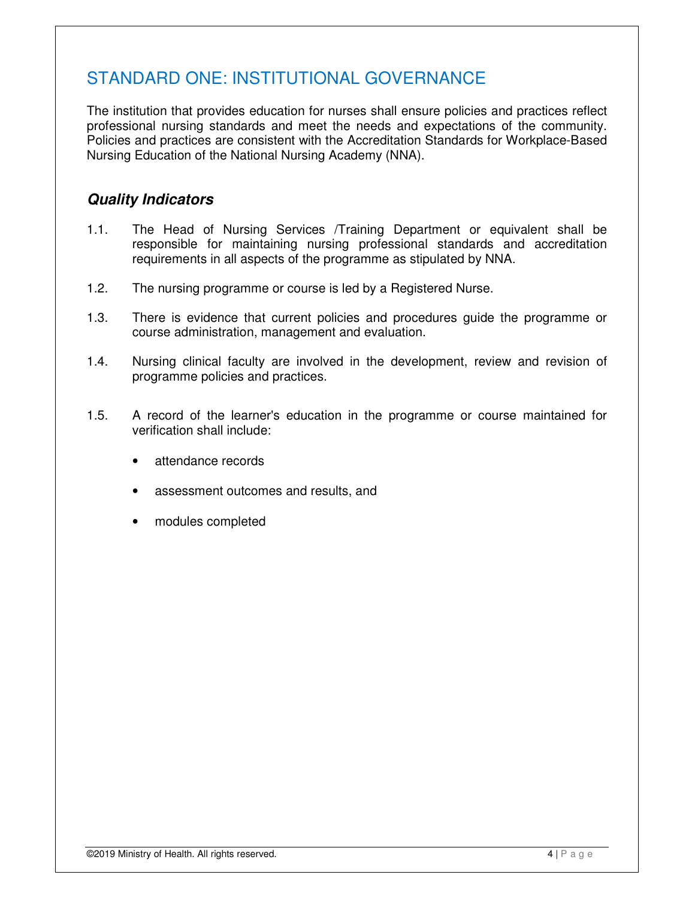## STANDARD ONE: INSTITUTIONAL GOVERNANCE

The institution that provides education for nurses shall ensure policies and practices reflect professional nursing standards and meet the needs and expectations of the community. Policies and practices are consistent with the Accreditation Standards for Workplace-Based Nursing Education of the National Nursing Academy (NNA).

### *Quality Indicators*

1.1. The Head of Nursing Services /Training Department or equivalent shall be responsible for maintaining nursing professional standards and accreditation requirements in all aspects of the programme as stipulated by NNA.

1.2. The nursing programme or course is led by a Registered Nurse.

1.3. There is evidence that current policies and procedures guide the programme or course administration, management and evaluation.

1.4. Nursing clinical faculty are involved in the development, review and revision of programme policies and practices.

1.5. A record of the learner's education in the programme or course maintained for verification shall include:

- attendance records
- assessment outcomes and results, and
- modules completed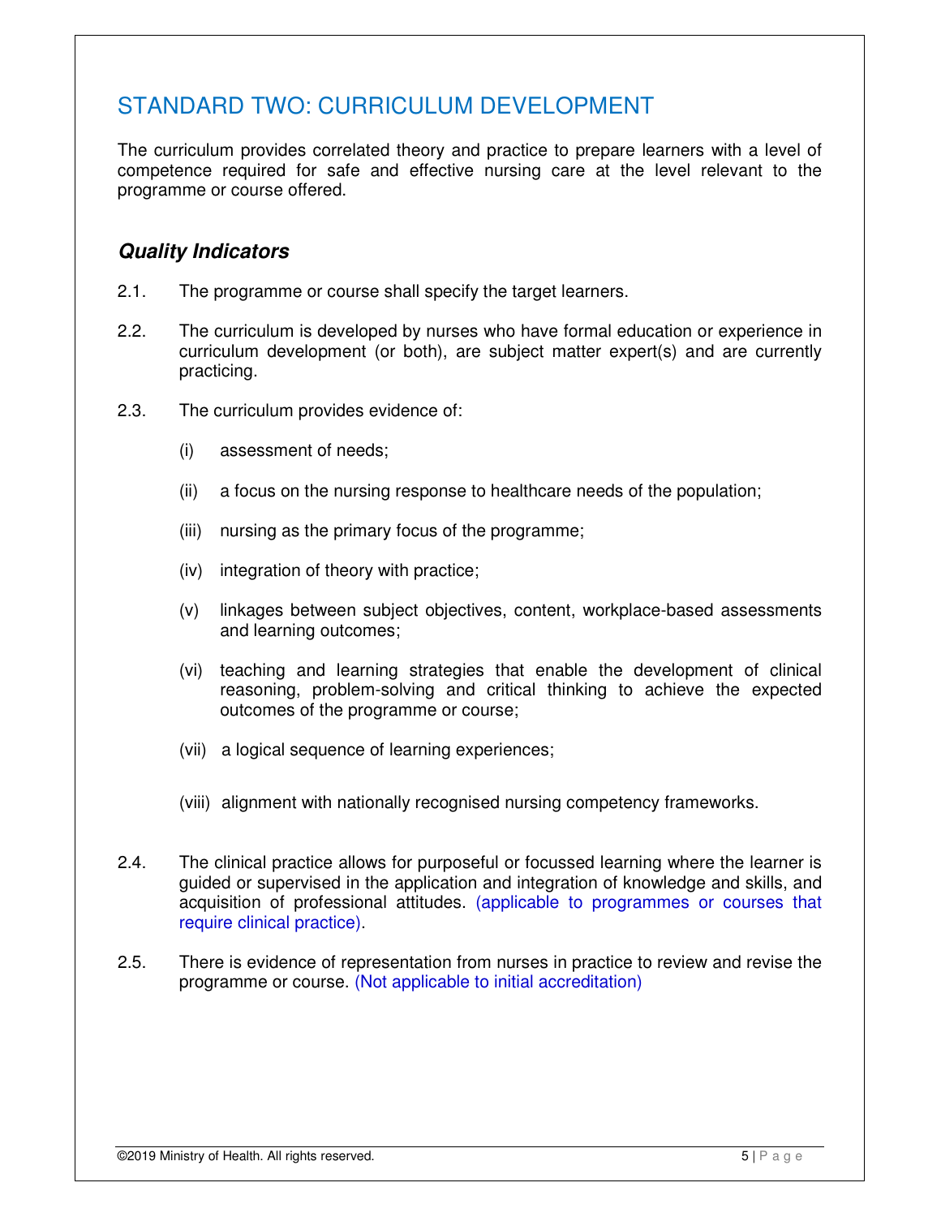## STANDARD TWO: CURRICULUM DEVELOPMENT

The curriculum provides correlated theory and practice to prepare learners with a level of competence required for safe and effective nursing care at the level relevant to the programme or course offered.

### *Quality Indicators*

2.1. The programme or course shall specify the target learners.

2.2. The curriculum is developed by nurses who have formal education or experience in curriculum development (or both), are subject matter expert(s) and are currently practicing.

2.3. The curriculum provides evidence of:

- (i) assessment of needs;
- (ii) a focus on the nursing response to healthcare needs of the population;
- (iii) nursing as the primary focus of the programme;
- (iv) integration of theory with practice;
- (v) linkages between subject objectives, content, workplace-based assessments and learning outcomes;
- (vi) teaching and learning strategies that enable the development of clinical reasoning, problem-solving and critical thinking to achieve the expected outcomes of the programme or course;
- (vii) a logical sequence of learning experiences;
- (viii) alignment with nationally recognised nursing competency frameworks.

2.4. The clinical practice allows for purposeful or focussed learning where the learner is guided or supervised in the application and integration of knowledge and skills, and acquisition of professional attitudes. (applicable to programmes or courses that require clinical practice).

2.5. There is evidence of representation from nurses in practice to review and revise the programme or course. (Not applicable to initial accreditation)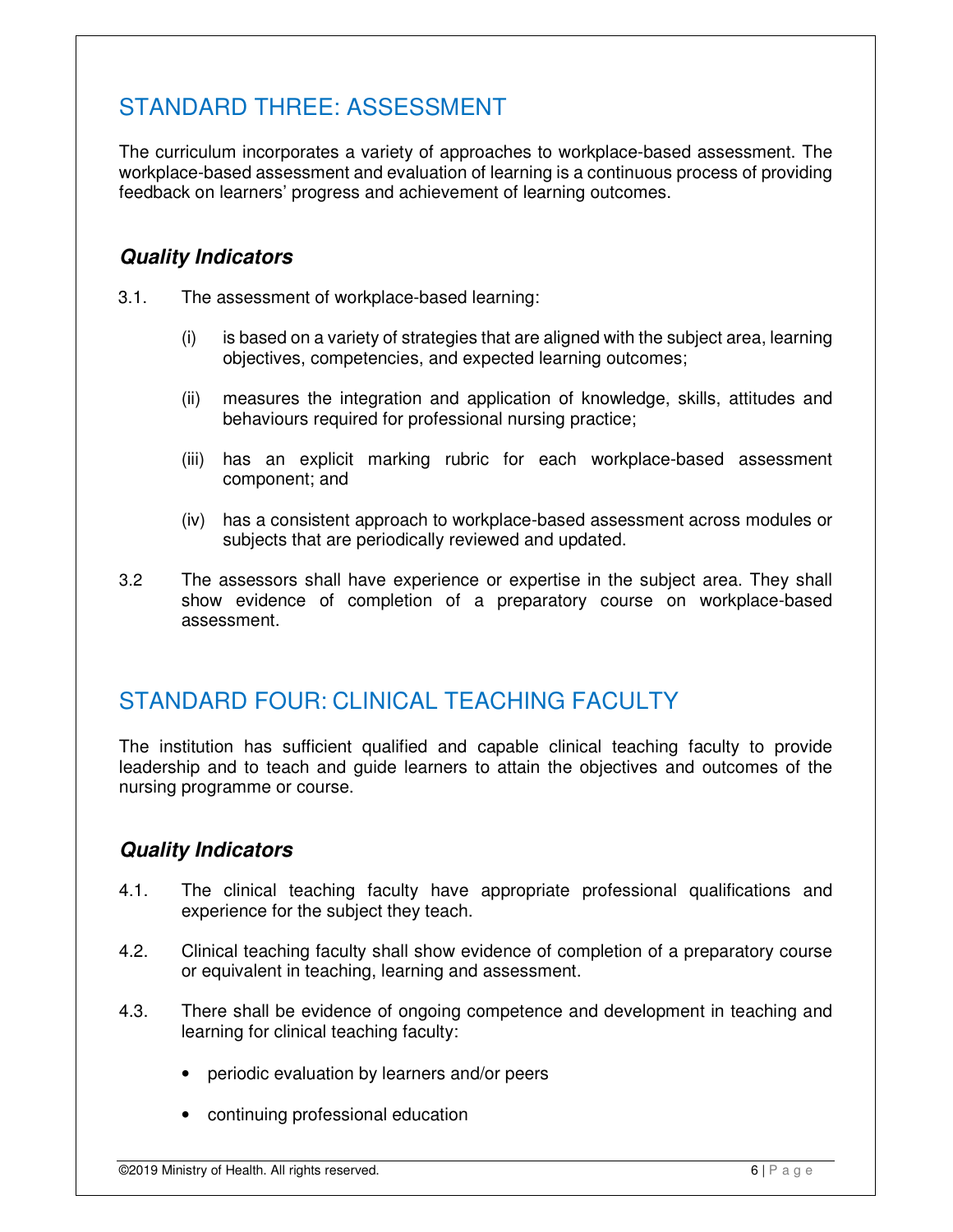## STANDARD THREE: ASSESSMENT

The curriculum incorporates a variety of approaches to workplace-based assessment. The workplace-based assessment and evaluation of learning is a continuous process of providing feedback on learners' progress and achievement of learning outcomes.

### *Quality Indicators*

3.1. The assessment of workplace-based learning:

- (i) is based on a variety of strategies that are aligned with the subject area, learning objectives, competencies, and expected learning outcomes;
- (ii) measures the integration and application of knowledge, skills, attitudes and behaviours required for professional nursing practice;
- (iii) has an explicit marking rubric for each workplace-based assessment component; and
- (iv) has a consistent approach to workplace-based assessment across modules or subjects that are periodically reviewed and updated.

3.2 The assessors shall have experience or expertise in the subject area. They shall show evidence of completion of a preparatory course on workplace-based assessment.

## STANDARD FOUR: CLINICAL TEACHING FACULTY

The institution has sufficient qualified and capable clinical teaching faculty to provide leadership and to teach and guide learners to attain the objectives and outcomes of the nursing programme or course.

### *Quality Indicators*

4.1. The clinical teaching faculty have appropriate professional qualifications and experience for the subject they teach.

4.2. Clinical teaching faculty shall show evidence of completion of a preparatory course or equivalent in teaching, learning and assessment.

4.3. There shall be evidence of ongoing competence and development in teaching and learning for clinical teaching faculty:

- periodic evaluation by learners and/or peers
- continuing professional education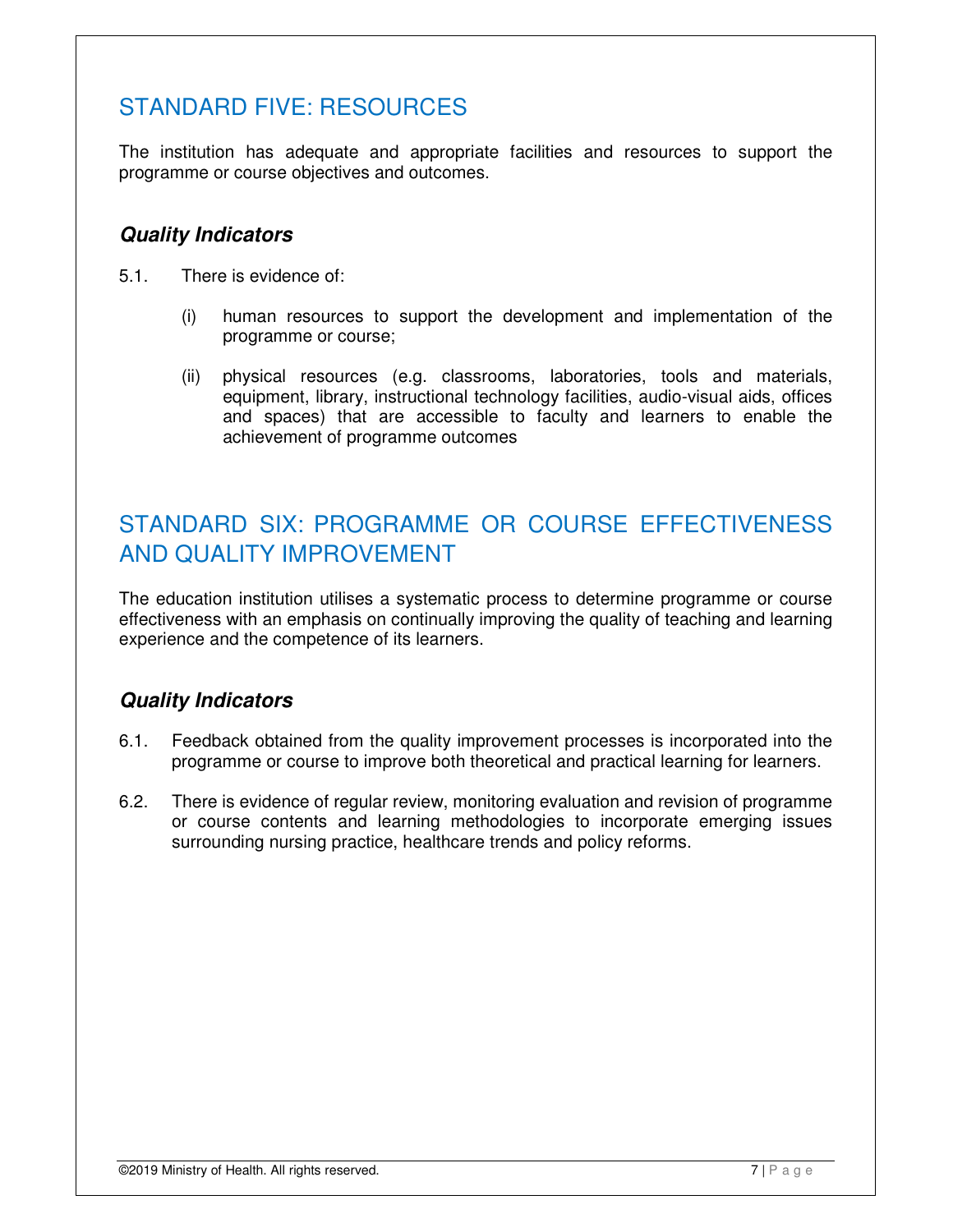## STANDARD FIVE: RESOURCES

The institution has adequate and appropriate facilities and resources to support the programme or course objectives and outcomes.

### *Quality Indicators*

5.1. There is evidence of:

(i) human resources to support the development and implementation of the programme or course;

(ii) physical resources (e.g. classrooms, laboratories, tools and materials, equipment, library, instructional technology facilities, audio-visual aids, offices and spaces) that are accessible to faculty and learners to enable the achievement of programme outcomes

## STANDARD SIX: PROGRAMME OR COURSE EFFECTIVENESS AND QUALITY IMPROVEMENT

The education institution utilises a systematic process to determine programme or course effectiveness with an emphasis on continually improving the quality of teaching and learning experience and the competence of its learners.

### *Quality Indicators*

6.1. Feedback obtained from the quality improvement processes is incorporated into the programme or course to improve both theoretical and practical learning for learners.

6.2. There is evidence of regular review, monitoring evaluation and revision of programme or course contents and learning methodologies to incorporate emerging issues surrounding nursing practice, healthcare trends and policy reforms.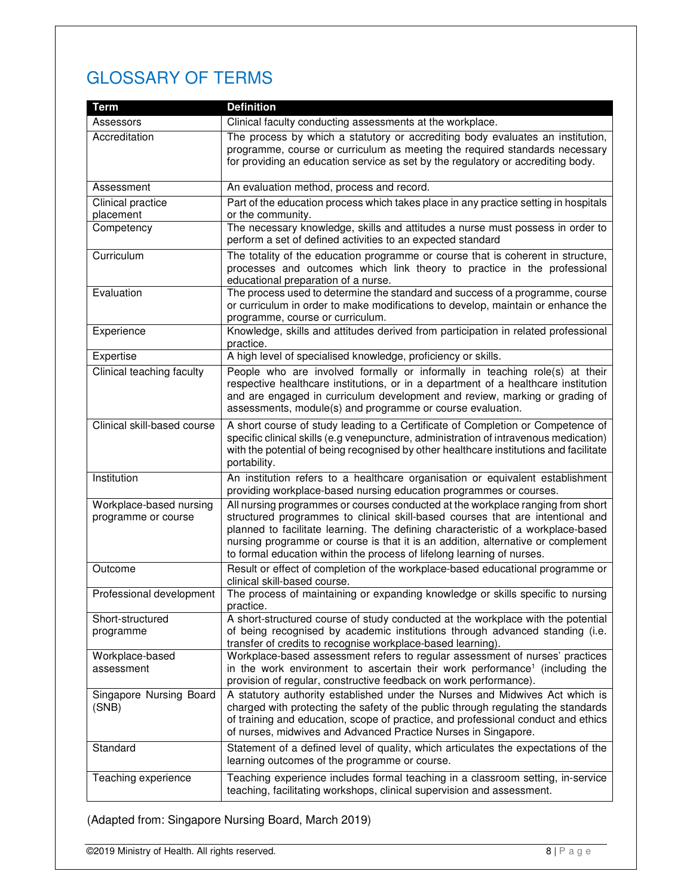# GLOSSARY OF TERMS

| Term | Definition |
| --- | --- |
| Assessors | Clinical faculty conducting assessments at the workplace. |
| Accreditation | The process by which a statutory or accrediting body evaluates an institution, programme, course or curriculum as meeting the required standards necessary for providing an education service as set by the regulatory or accrediting body. |
| Assessment | An evaluation method, process and record. |
| Clinical practice placement | Part of the education process which takes place in any practice setting in hospitals or the community. |
| Competency | The necessary knowledge, skills and attitudes a nurse must possess in order to perform a set of defined activities to an expected standard |
| Curriculum | The totality of the education programme or course that is coherent in structure, processes and outcomes which link theory to practice in the professional educational preparation of a nurse. |
| Evaluation | The process used to determine the standard and success of a programme, course or curriculum in order to make modifications to develop, maintain or enhance the programme, course or curriculum. |
| Experience | Knowledge, skills and attitudes derived from participation in related professional practice. |
| Expertise | A high level of specialised knowledge, proficiency or skills. |
| Clinical teaching faculty | People who are involved formally or informally in teaching role(s) at their respective healthcare institutions, or in a department of a healthcare institution and are engaged in curriculum development and review, marking or grading of assessments, module(s) and programme or course evaluation. |
| Clinical skill-based course | A short course of study leading to a Certificate of Completion or Competence of specific clinical skills (e.g venepuncture, administration of intravenous medication) with the potential of being recognised by other healthcare institutions and facilitate portability. |
| Institution | An institution refers to a healthcare organisation or equivalent establishment providing workplace-based nursing education programmes or courses. |
| Workplace-based nursing programme or course | All nursing programmes or courses conducted at the workplace ranging from short structured programmes to clinical skill-based courses that are intentional and planned to facilitate learning. The defining characteristic of a workplace-based nursing programme or course is that it is an addition, alternative or complement to formal education within the process of lifelong learning of nurses. |
| Outcome | Result or effect of completion of the workplace-based educational programme or clinical skill-based course. |
| Professional development | The process of maintaining or expanding knowledge or skills specific to nursing practice. |
| Short-structured programme | A short-structured course of study conducted at the workplace with the potential of being recognised by academic institutions through advanced standing (i.e. transfer of credits to recognise workplace-based learning). |
| Workplace-based assessment | Workplace-based assessment refers to regular assessment of nurses' practices in the work environment to ascertain their work performance[1] (including the provision of regular, constructive feedback on work performance). |
| Singapore Nursing Board (SNB) | A statutory authority established under the Nurses and Midwives Act which is charged with protecting the safety of the public through regulating the standards of training and education, scope of practice, and professional conduct and ethics of nurses, midwives and Advanced Practice Nurses in Singapore. |
| Standard | Statement of a defined level of quality, which articulates the expectations of the learning outcomes of the programme or course. |
| Teaching experience | Teaching experience includes formal teaching in a classroom setting, in-service teaching, facilitating workshops, clinical supervision and assessment. |

(Adapted from: Singapore Nursing Board, March 2019)

©2019 Ministry of Health. All rights reserved.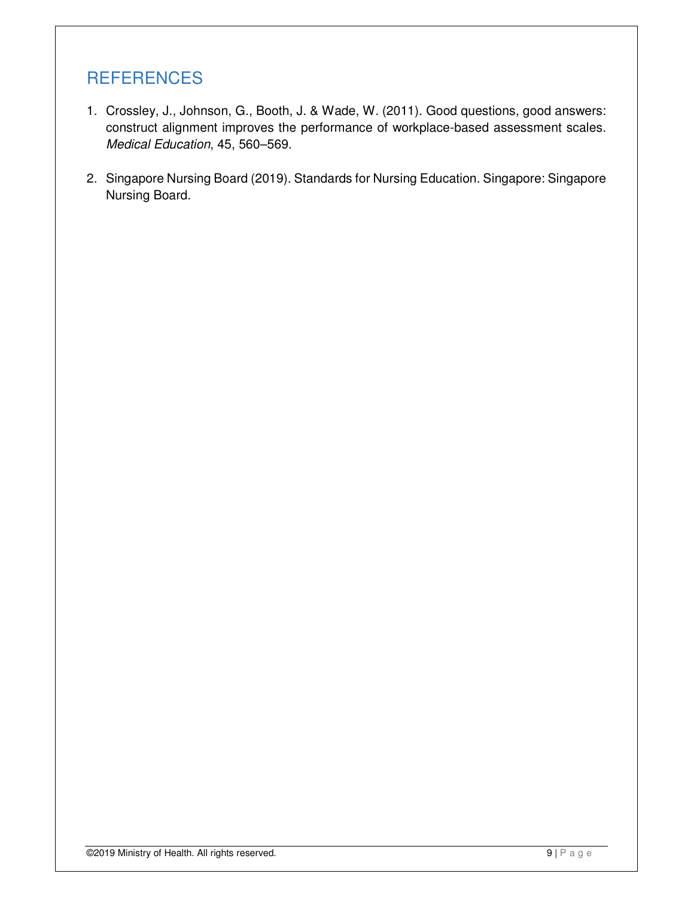## REFERENCES

1. Crossley, J., Johnson, G., Booth, J. & Wade, W. (2011). Good questions, good answers: construct alignment improves the performance of workplace-based assessment scales. *Medical Education*, 45, 560–569.

2. Singapore Nursing Board (2019). Standards for Nursing Education. Singapore: Singapore Nursing Board.